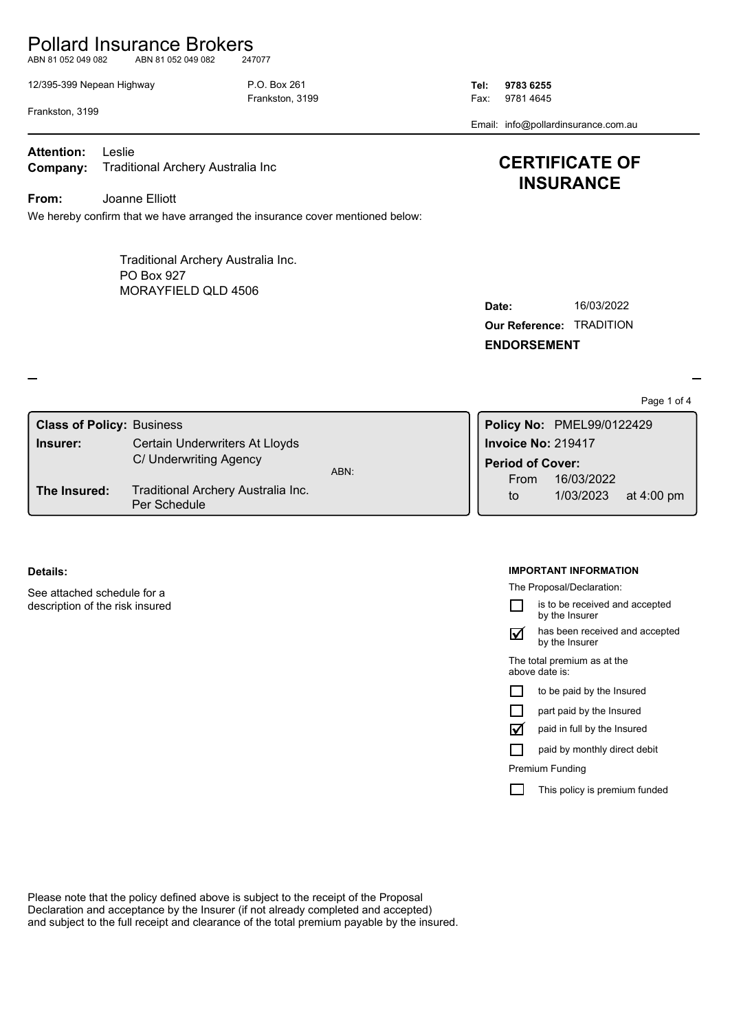# Pollard Insurance Brokers

ABN 81 052 049 082 ABN 81 052 049 082 247077

12/395-399 Nepean Highway
Frankston, 3199

P.O. Box 261
Frankston, 3199

**Tel: 9783 6255**
Fax: 9781 4645
Email: info@pollardinsurance.com.au

**Attention:** Leslie
**Company:** Traditional Archery Australia Inc

## CERTIFICATE OF INSURANCE

**From:** Joanne Elliott

We hereby confirm that we have arranged the insurance cover mentioned below:

Traditional Archery Australia Inc.
PO Box 927
MORAYFIELD QLD 4506

**Date:** 16/03/2022
**Our Reference:** TRADITION
**ENDORSEMENT**

| | |
|---|---|
| **Class of Policy:** | Business |
| **Insurer:** | Certain Underwriters At Lloyds C/ Underwriting Agency |
| ABN: | |
| **The Insured:** | Traditional Archery Australia Inc. Per Schedule |

**Policy No:** PMEL99/0122429
**Invoice No:** 219417
**Period of Cover:**
From 16/03/2022
to 1/03/2023 at 4:00 pm

**Details:**

See attached schedule for a description of the risk insured

**IMPORTANT INFORMATION**

The Proposal/Declaration:

- ☐ is to be received and accepted by the Insurer
- ☑ has been received and accepted by the Insurer

The total premium as at the above date is:

- ☐ to be paid by the Insured
- ☐ part paid by the Insured
- ☑ paid in full by the Insured
- ☐ paid by monthly direct debit

Premium Funding

- ☐ This policy is premium funded

Please note that the policy defined above is subject to the receipt of the Proposal Declaration and acceptance by the Insurer (if not already completed and accepted) and subject to the full receipt and clearance of the total premium payable by the insured.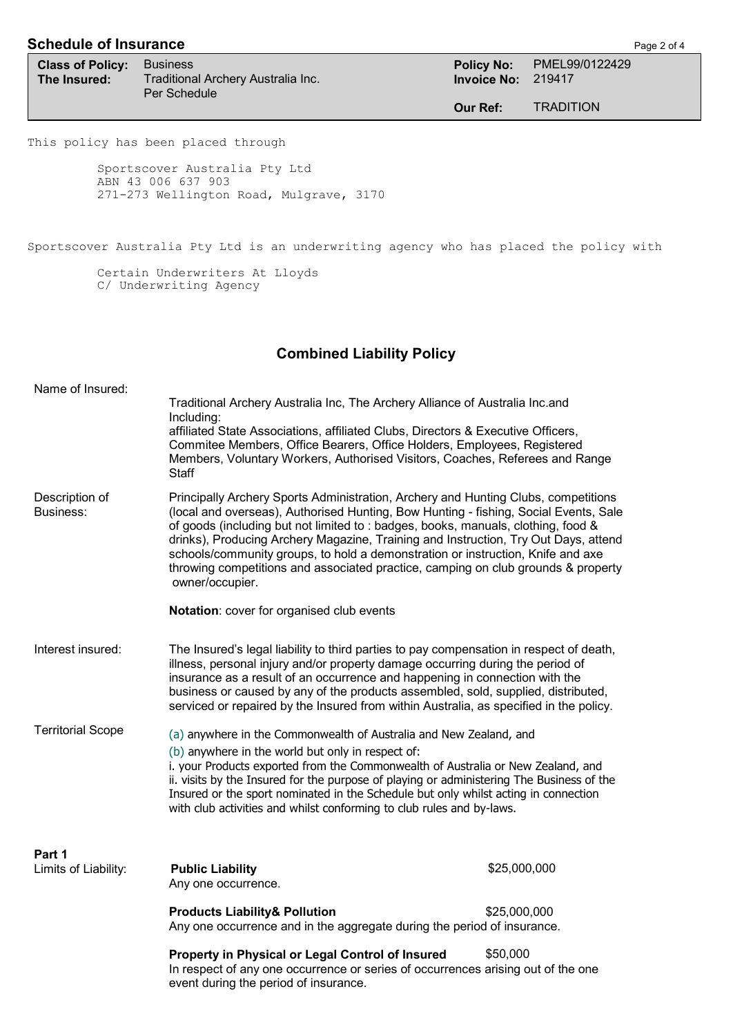## Schedule of Insurance

| | | | |
|---|---|---|---|
| **Class of Policy:** | Business | **Policy No:** | PMEL99/0122429 |
| **The Insured:** | Traditional Archery Australia Inc. Per Schedule | **Invoice No:** | 219417 |
| | | **Our Ref:** | TRADITION |

This policy has been placed through

Sportscover Australia Pty Ltd
ABN 43 006 637 903
271-273 Wellington Road, Mulgrave, 3170

Sportscover Australia Pty Ltd is an underwriting agency who has placed the policy with

Certain Underwriters At Lloyds
C/ Underwriting Agency

### Combined Liability Policy

**Name of Insured:**

Traditional Archery Australia Inc, The Archery Alliance of Australia Inc.and Including:
affiliated State Associations, affiliated Clubs, Directors & Executive Officers, Commitee Members, Office Bearers, Office Holders, Employees, Registered Members, Voluntary Workers, Authorised Visitors, Coaches, Referees and Range Staff

**Description of Business:**

Principally Archery Sports Administration, Archery and Hunting Clubs, competitions (local and overseas), Authorised Hunting, Bow Hunting - fishing, Social Events, Sale of goods (including but not limited to : badges, books, manuals, clothing, food & drinks), Producing Archery Magazine, Training and Instruction, Try Out Days, attend schools/community groups, to hold a demonstration or instruction, Knife and axe throwing competitions and associated practice, camping on club grounds & property owner/occupier.

**Notation**: cover for organised club events

**Interest insured:**

The Insured's legal liability to third parties to pay compensation in respect of death, illness, personal injury and/or property damage occurring during the period of insurance as a result of an occurrence and happening in connection with the business or caused by any of the products assembled, sold, supplied, distributed, serviced or repaired by the Insured from within Australia, as specified in the policy.

**Territorial Scope**

(a) anywhere in the Commonwealth of Australia and New Zealand, and

(b) anywhere in the world but only in respect of:
i. your Products exported from the Commonwealth of Australia or New Zealand, and
ii. visits by the Insured for the purpose of playing or administering The Business of the Insured or the sport nominated in the Schedule but only whilst acting in connection with club activities and whilst conforming to club rules and by-laws.

**Part 1**
**Limits of Liability:**

**Public Liability** — $25,000,000
Any one occurrence.

**Products Liability& Pollution** — $25,000,000
Any one occurrence and in the aggregate during the period of insurance.

**Property in Physical or Legal Control of Insured** — $50,000
In respect of any one occurrence or series of occurrences arising out of the one event during the period of insurance.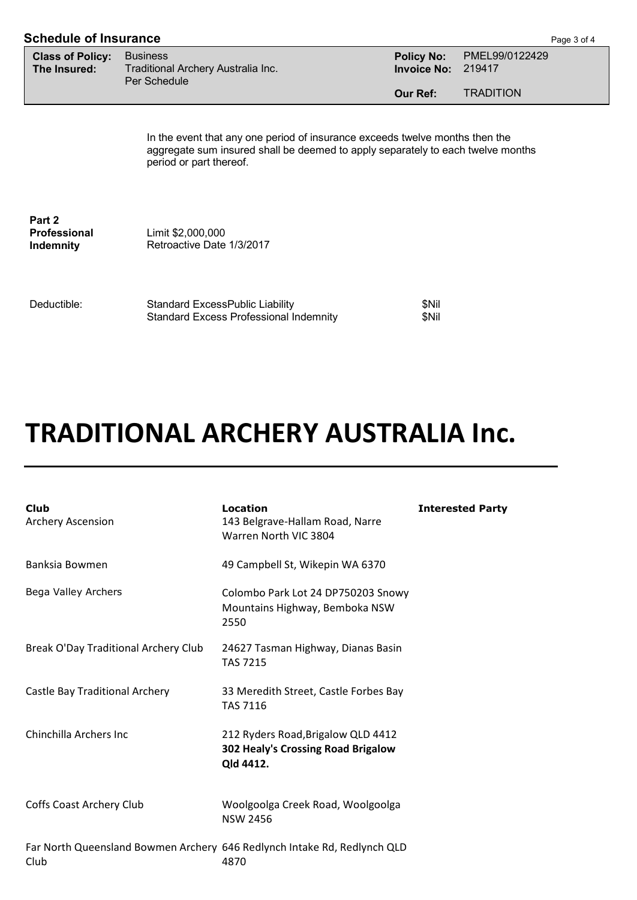**Schedule of Insurance**

| **Class of Policy:** | Business | **Policy No:** | PMEL99/0122429 |
|---|---|---|---|
| **The Insured:** | Traditional Archery Australia Inc. Per Schedule | **Invoice No:** | 219417 |
| | | **Our Ref:** | TRADITION |

In the event that any one period of insurance exceeds twelve months then the aggregate sum insured shall be deemed to apply separately to each twelve months period or part thereof.

**Part 2 Professional Indemnity**

Limit $2,000,000
Retroactive Date 1/3/2017

| Deductible: | | |
|---|---|---|
| | Standard ExcessPublic Liability | $Nil |
| | Standard Excess Professional Indemnity | $Nil |

# TRADITIONAL ARCHERY AUSTRALIA Inc.

| **Club** | **Location** | **Interested Party** |
|---|---|---|
| Archery Ascension | 143 Belgrave-Hallam Road, Narre Warren North VIC 3804 | |
| Banksia Bowmen | 49 Campbell St, Wikepin WA 6370 | |
| Bega Valley Archers | Colombo Park Lot 24 DP750203 Snowy Mountains Highway, Bemboka NSW 2550 | |
| Break O'Day Traditional Archery Club | 24627 Tasman Highway, Dianas Basin TAS 7215 | |
| Castle Bay Traditional Archery | 33 Meredith Street, Castle Forbes Bay TAS 7116 | |
| Chinchilla Archers Inc | 212 Ryders Road,Brigalow QLD 4412 **302 Healy's Crossing Road Brigalow Qld 4412.** | |
| Coffs Coast Archery Club | Woolgoolga Creek Road, Woolgoolga NSW 2456 | |
| Far North Queensland Bowmen Archery Club | 646 Redlynch Intake Rd, Redlynch QLD 4870 | |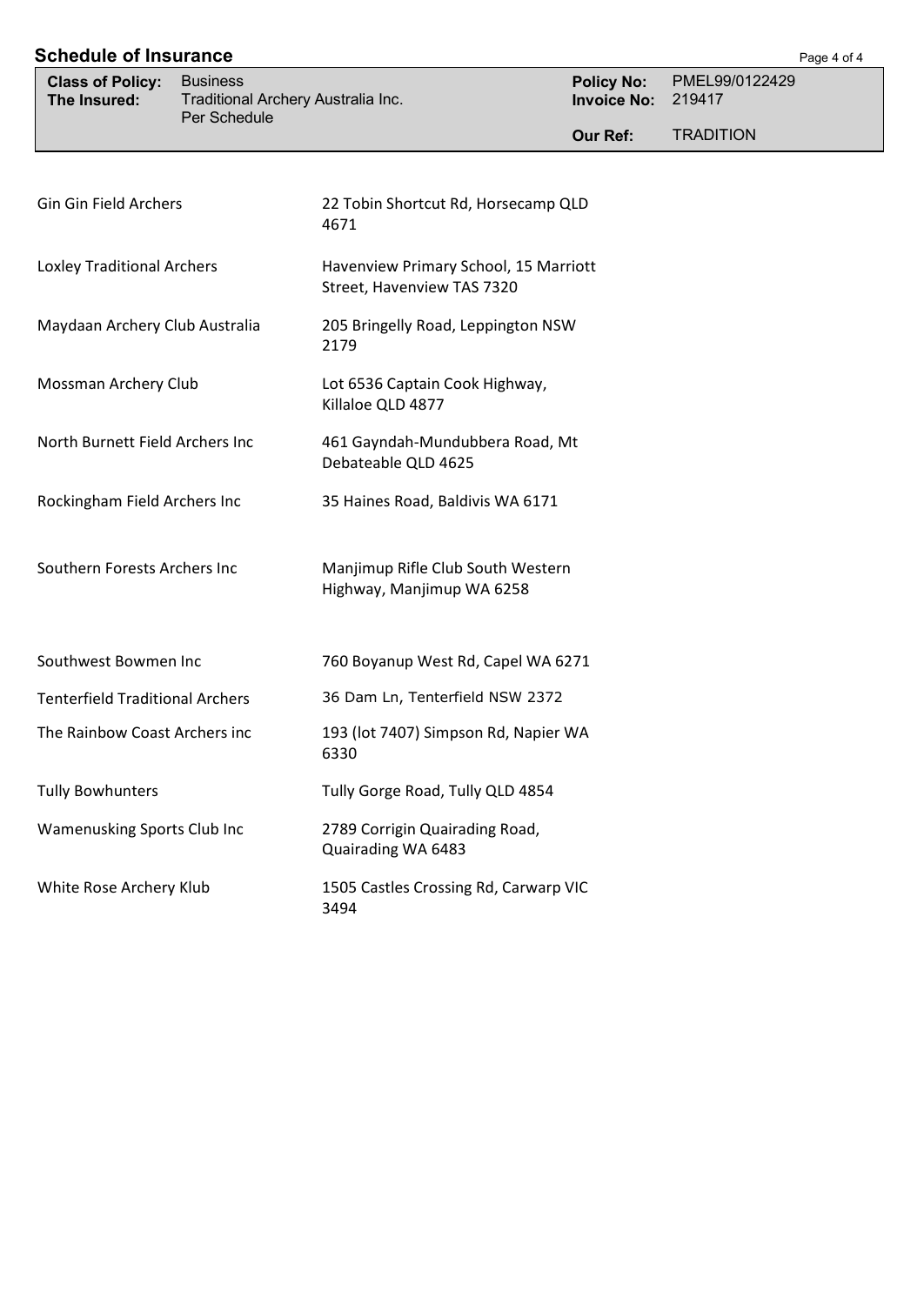## Schedule of Insurance

| | | | |
|---|---|---|---|
| **Class of Policy:** | Business | **Policy No:** | PMEL99/0122429 |
| **The Insured:** | Traditional Archery Australia Inc. Per Schedule | **Invoice No:** | 219417 |
| | | **Our Ref:** | TRADITION |

| | |
|---|---|
| Gin Gin Field Archers | 22 Tobin Shortcut Rd, Horsecamp QLD 4671 |
| Loxley Traditional Archers | Havenview Primary School, 15 Marriott Street, Havenview TAS 7320 |
| Maydaan Archery Club Australia | 205 Bringelly Road, Leppington NSW 2179 |
| Mossman Archery Club | Lot 6536 Captain Cook Highway, Killaloe QLD 4877 |
| North Burnett Field Archers Inc | 461 Gayndah-Mundubbera Road, Mt Debateable QLD 4625 |
| Rockingham Field Archers Inc | 35 Haines Road, Baldivis WA 6171 |
| Southern Forests Archers Inc | Manjimup Rifle Club South Western Highway, Manjimup WA 6258 |
| Southwest Bowmen Inc | 760 Boyanup West Rd, Capel WA 6271 |
| Tenterfield Traditional Archers | 36 Dam Ln, Tenterfield NSW 2372 |
| The Rainbow Coast Archers inc | 193 (lot 7407) Simpson Rd, Napier WA 6330 |
| Tully Bowhunters | Tully Gorge Road, Tully QLD 4854 |
| Wamenusking Sports Club Inc | 2789 Corrigin Quairading Road, Quairading WA 6483 |
| White Rose Archery Klub | 1505 Castles Crossing Rd, Carwarp VIC 3494 |